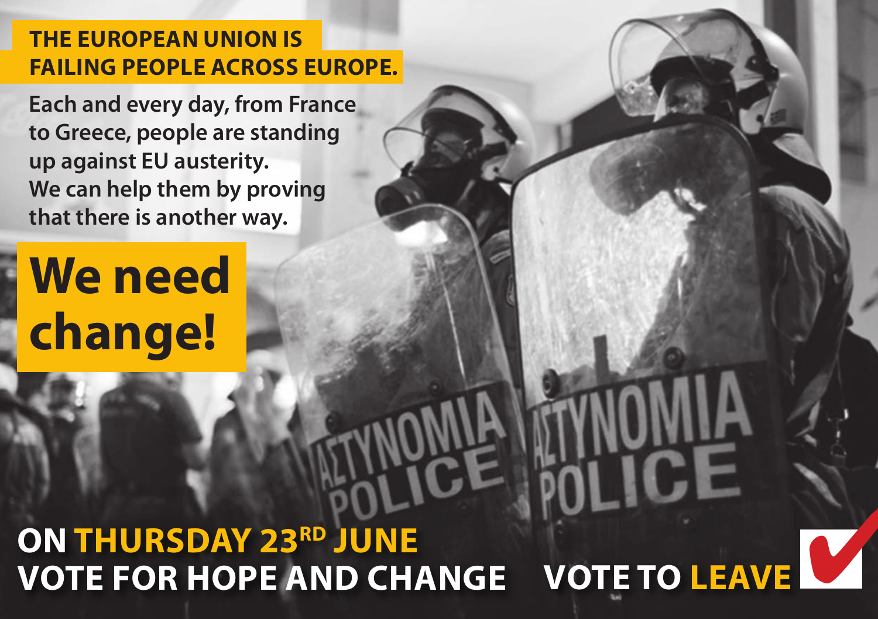## THE EUROPEAN UNION IS FAILING PEOPLE ACROSS EUROPE.

**Each and every day, from France to Greece, people are standing up against EU austerity. We can help them by proving that there is another way.**

# We need change!

**ON THURSDAY 23RD JUNE**

**VOTE FOR HOPE AND CHANGE**

**VOTE TO LEAVE**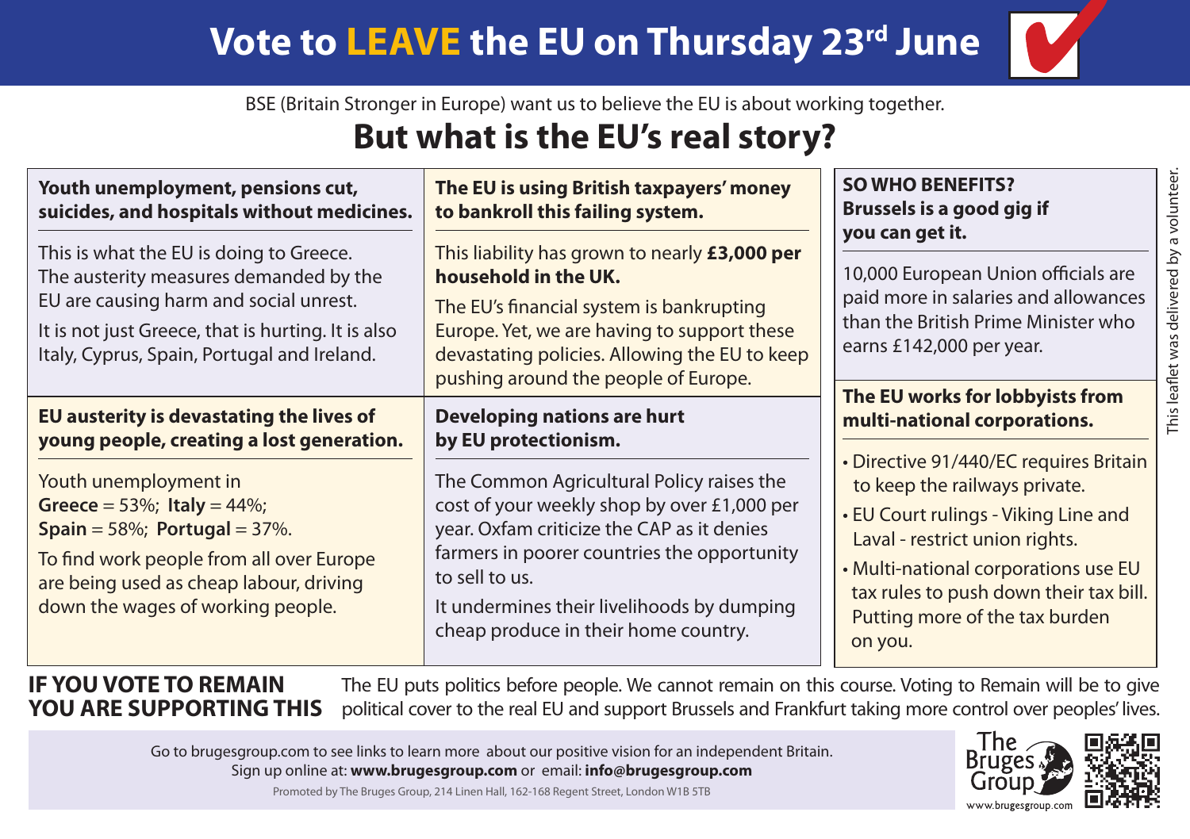# Vote to LEAVE the EU on Thursday 23rd June

BSE (Britain Stronger in Europe) want us to believe the EU is about working together.

## But what is the EU's real story?

**Youth unemployment, pensions cut, suicides, and hospitals without medicines.**

This is what the EU is doing to Greece. The austerity measures demanded by the EU are causing harm and social unrest.

It is not just Greece, that is hurting. It is also Italy, Cyprus, Spain, Portugal and Ireland.

**EU austerity is devastating the lives of young people, creating a lost generation.**

Youth unemployment in
**Greece** = 53%; **Italy** = 44%;
**Spain** = 58%; **Portugal** = 37%.

To find work people from all over Europe are being used as cheap labour, driving down the wages of working people.

**The EU is using British taxpayers' money to bankroll this failing system.**

This liability has grown to nearly **£3,000 per household in the UK.**

The EU's financial system is bankrupting Europe. Yet, we are having to support these devastating policies. Allowing the EU to keep pushing around the people of Europe.

**Developing nations are hurt by EU protectionism.**

The Common Agricultural Policy raises the cost of your weekly shop by over £1,000 per year. Oxfam criticize the CAP as it denies farmers in poorer countries the opportunity to sell to us.

It undermines their livelihoods by dumping cheap produce in their home country.

**SO WHO BENEFITS? Brussels is a good gig if you can get it.**

10,000 European Union officials are paid more in salaries and allowances than the British Prime Minister who earns £142,000 per year.

**The EU works for lobbyists from multi-national corporations.**

- Directive 91/440/EC requires Britain to keep the railways private.
- EU Court rulings - Viking Line and Laval - restrict union rights.
- Multi-national corporations use EU tax rules to push down their tax bill. Putting more of the tax burden on you.

**IF YOU VOTE TO REMAIN YOU ARE SUPPORTING THIS**

The EU puts politics before people. We cannot remain on this course. Voting to Remain will be to give political cover to the real EU and support Brussels and Frankfurt taking more control over peoples' lives.

Go to brugesgroup.com to see links to learn more about our positive vision for an independent Britain.
Sign up online at: **www.brugesgroup.com** or email: **info@brugesgroup.com**

Promoted by The Bruges Group, 214 Linen Hall, 162-168 Regent Street, London W1B 5TB

The Bruges Group
www.brugesgroup.com

This leaflet was delivered by a volunteer.